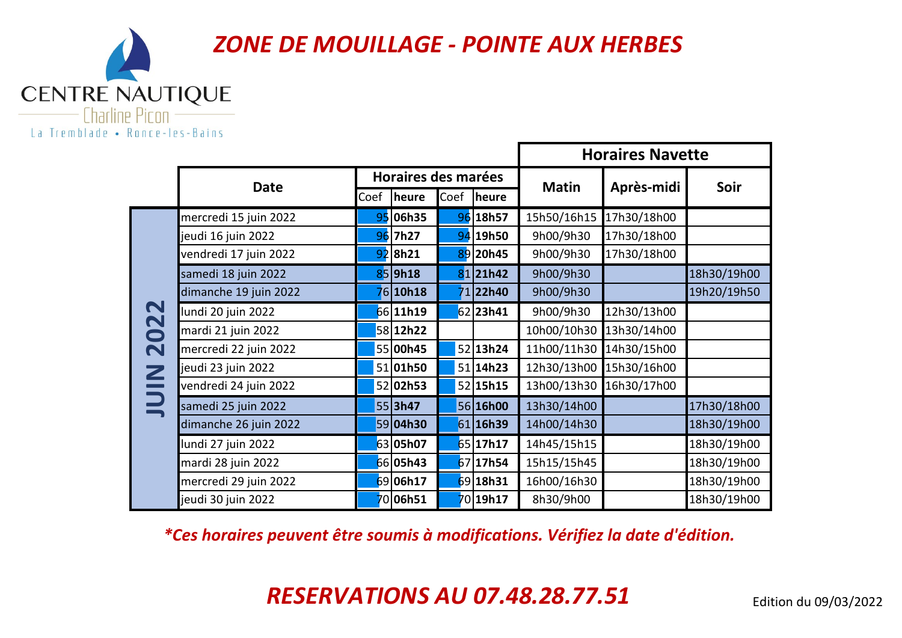CENTRE NAUTIQUE
Charline Picon
La Tremblade • Ronce-les-Bains

# ZONE DE MOUILLAGE - POINTE AUX HERBES

| | Date | Horaires des marées | | | | Horaires Navette | | |
|---|---|---|---|---|---|---|---|---|
| | | Coef | heure | Coef | heure | Matin | Après-midi | Soir |
| JUIN 2022 | mercredi 15 juin 2022 | 95 | **06h35** | 96 | **18h57** | 15h50/16h15 | 17h30/18h00 | |
| | jeudi 16 juin 2022 | 96 | **7h27** | 94 | **19h50** | 9h00/9h30 | 17h30/18h00 | |
| | vendredi 17 juin 2022 | 92 | **8h21** | 89 | **20h45** | 9h00/9h30 | 17h30/18h00 | |
| | samedi 18 juin 2022 | 85 | **9h18** | 81 | **21h42** | 9h00/9h30 | | 18h30/19h00 |
| | dimanche 19 juin 2022 | 76 | **10h18** | 71 | **22h40** | 9h00/9h30 | | 19h20/19h50 |
| | lundi 20 juin 2022 | 66 | **11h19** | 62 | **23h41** | 9h00/9h30 | 12h30/13h00 | |
| | mardi 21 juin 2022 | 58 | **12h22** | | | 10h00/10h30 | 13h30/14h00 | |
| | mercredi 22 juin 2022 | 55 | **00h45** | 52 | **13h24** | 11h00/11h30 | 14h30/15h00 | |
| | jeudi 23 juin 2022 | 51 | **01h50** | 51 | **14h23** | 12h30/13h00 | 15h30/16h00 | |
| | vendredi 24 juin 2022 | 52 | **02h53** | 52 | **15h15** | 13h00/13h30 | 16h30/17h00 | |
| | samedi 25 juin 2022 | 55 | **3h47** | 56 | **16h00** | 13h30/14h00 | | 17h30/18h00 |
| | dimanche 26 juin 2022 | 59 | **04h30** | 61 | **16h39** | 14h00/14h30 | | 18h30/19h00 |
| | lundi 27 juin 2022 | 63 | **05h07** | 65 | **17h17** | 14h45/15h15 | | 18h30/19h00 |
| | mardi 28 juin 2022 | 66 | **05h43** | 67 | **17h54** | 15h15/15h45 | | 18h30/19h00 |
| | mercredi 29 juin 2022 | 69 | **06h17** | 69 | **18h31** | 16h00/16h30 | | 18h30/19h00 |
| | jeudi 30 juin 2022 | 70 | **06h51** | 70 | **19h17** | 8h30/9h00 | | 18h30/19h00 |

***Ces horaires peuvent être soumis à modifications. Vérifiez la date d'édition.***

## *RESERVATIONS AU 07.48.28.77.51*

Edition du 09/03/2022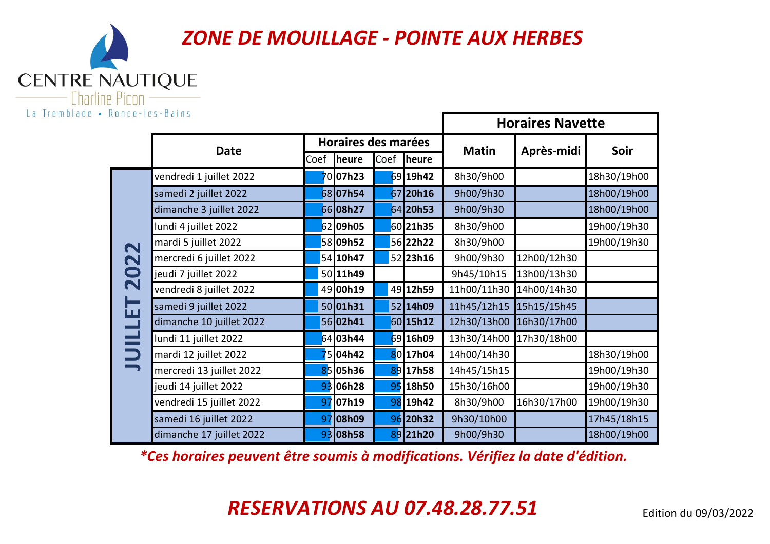CENTRE NAUTIQUE
Charline Picon
La Tremblade • Ronce-les-Bains

# ZONE DE MOUILLAGE - POINTE AUX HERBES

**JUILLET 2022**

| Date | Horaires des marées | | | | Horaires Navette | | |
|---|---|---|---|---|---|---|---|
| | Coef | heure | Coef | heure | Matin | Après-midi | Soir |
| vendredi 1 juillet 2022 | 70 | **07h23** | 69 | **19h42** | 8h30/9h00 | | 18h30/19h00 |
| samedi 2 juillet 2022 | 68 | **07h54** | 67 | **20h16** | 9h00/9h30 | | 18h00/19h00 |
| dimanche 3 juillet 2022 | 66 | **08h27** | 64 | **20h53** | 9h00/9h30 | | 18h00/19h00 |
| lundi 4 juillet 2022 | 62 | **09h05** | 60 | **21h35** | 8h30/9h00 | | 19h00/19h30 |
| mardi 5 juillet 2022 | 58 | **09h52** | 56 | **22h22** | 8h30/9h00 | | 19h00/19h30 |
| mercredi 6 juillet 2022 | 54 | **10h47** | 52 | **23h16** | 9h00/9h30 | 12h00/12h30 | |
| jeudi 7 juillet 2022 | 50 | **11h49** | | | 9h45/10h15 | 13h00/13h30 | |
| vendredi 8 juillet 2022 | 49 | **00h19** | 49 | **12h59** | 11h00/11h30 | 14h00/14h30 | |
| samedi 9 juillet 2022 | 50 | **01h31** | 52 | **14h09** | 11h45/12h15 | 15h15/15h45 | |
| dimanche 10 juillet 2022 | 56 | **02h41** | 60 | **15h12** | 12h30/13h00 | 16h30/17h00 | |
| lundi 11 juillet 2022 | 64 | **03h44** | 69 | **16h09** | 13h30/14h00 | 17h30/18h00 | |
| mardi 12 juillet 2022 | 75 | **04h42** | 80 | **17h04** | 14h00/14h30 | | 18h30/19h00 |
| mercredi 13 juillet 2022 | 85 | **05h36** | 89 | **17h58** | 14h45/15h15 | | 19h00/19h30 |
| jeudi 14 juillet 2022 | 93 | **06h28** | 95 | **18h50** | 15h30/16h00 | | 19h00/19h30 |
| vendredi 15 juillet 2022 | 97 | **07h19** | 98 | **19h42** | 8h30/9h00 | 16h30/17h00 | 19h00/19h30 |
| samedi 16 juillet 2022 | 97 | **08h09** | 96 | **20h32** | 9h30/10h00 | | 17h45/18h15 |
| dimanche 17 juillet 2022 | 93 | **08h58** | 89 | **21h20** | 9h00/9h30 | | 18h00/19h00 |

***Ces horaires peuvent être soumis à modifications. Vérifiez la date d'édition.**

## *RESERVATIONS AU 07.48.28.77.51*

Edition du 09/03/2022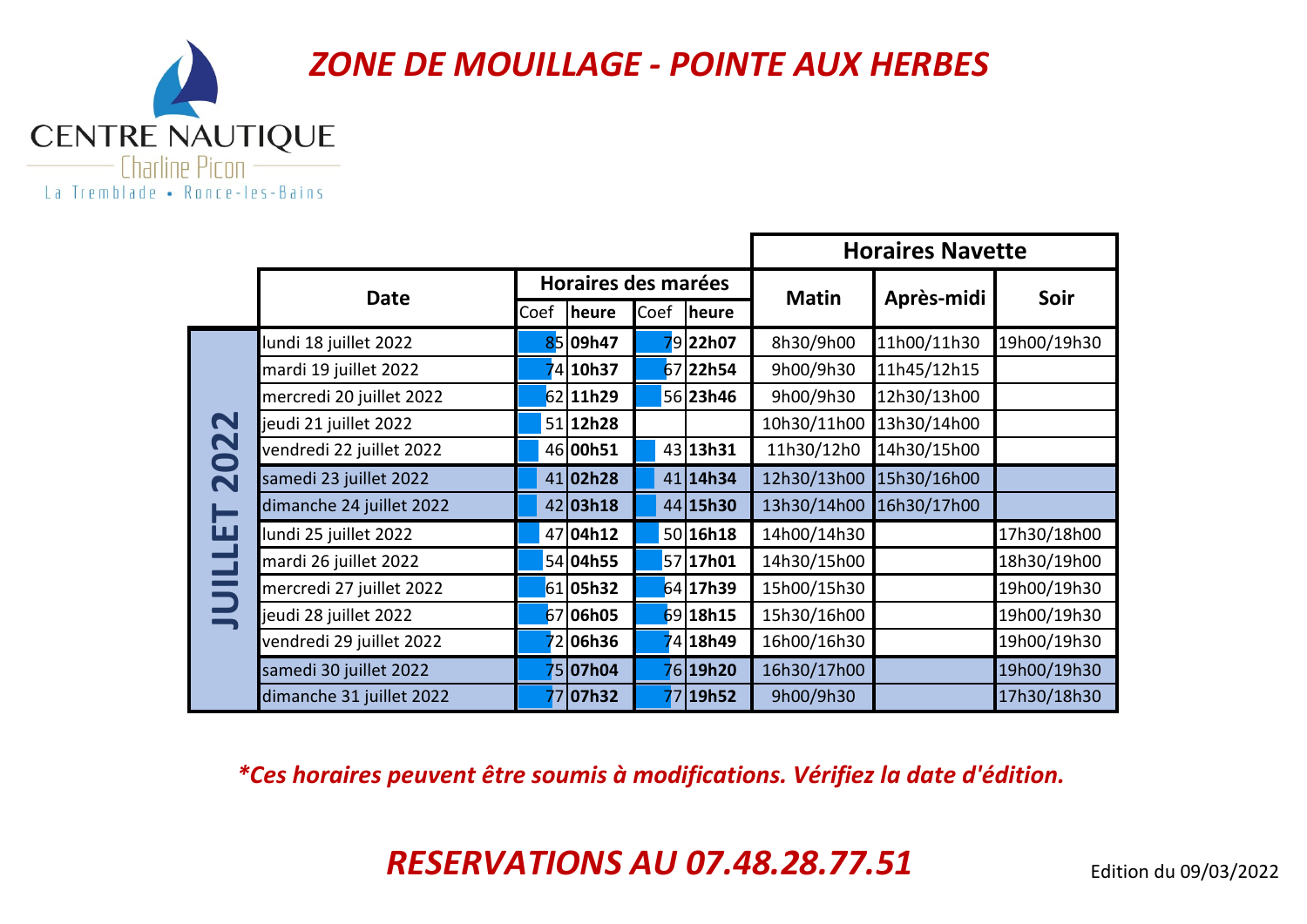# ZONE DE MOUILLAGE - POINTE AUX HERBES

CENTRE NAUTIQUE
Charline Picon
La Tremblade • Ronce-les-Bains

| | Date | Horaires des marées | | | | Horaires Navette | | |
|---|---|---|---|---|---|---|---|---|
| | | Coef | heure | Coef | heure | Matin | Après-midi | Soir |
| JUILLET 2022 | lundi 18 juillet 2022 | 85 | **09h47** | 79 | **22h07** | 8h30/9h00 | 11h00/11h30 | 19h00/19h30 |
| | mardi 19 juillet 2022 | 74 | **10h37** | 67 | **22h54** | 9h00/9h30 | 11h45/12h15 | |
| | mercredi 20 juillet 2022 | 62 | **11h29** | 56 | **23h46** | 9h00/9h30 | 12h30/13h00 | |
| | jeudi 21 juillet 2022 | 51 | **12h28** | | | 10h30/11h00 | 13h30/14h00 | |
| | vendredi 22 juillet 2022 | 46 | **00h51** | 43 | **13h31** | 11h30/12h0 | 14h30/15h00 | |
| | samedi 23 juillet 2022 | 41 | **02h28** | 41 | **14h34** | 12h30/13h00 | 15h30/16h00 | |
| | dimanche 24 juillet 2022 | 42 | **03h18** | 44 | **15h30** | 13h30/14h00 | 16h30/17h00 | |
| | lundi 25 juillet 2022 | 47 | **04h12** | 50 | **16h18** | 14h00/14h30 | | 17h30/18h00 |
| | mardi 26 juillet 2022 | 54 | **04h55** | 57 | **17h01** | 14h30/15h00 | | 18h30/19h00 |
| | mercredi 27 juillet 2022 | 61 | **05h32** | 64 | **17h39** | 15h00/15h30 | | 19h00/19h30 |
| | jeudi 28 juillet 2022 | 67 | **06h05** | 69 | **18h15** | 15h30/16h00 | | 19h00/19h30 |
| | vendredi 29 juillet 2022 | 72 | **06h36** | 74 | **18h49** | 16h00/16h30 | | 19h00/19h30 |
| | samedi 30 juillet 2022 | 75 | **07h04** | 76 | **19h20** | 16h30/17h00 | | 19h00/19h30 |
| | dimanche 31 juillet 2022 | 77 | **07h32** | 77 | **19h52** | 9h00/9h30 | | 17h30/18h30 |

***Ces horaires peuvent être soumis à modifications. Vérifiez la date d'édition.***

## *RESERVATIONS AU 07.48.28.77.51*

Edition du 09/03/2022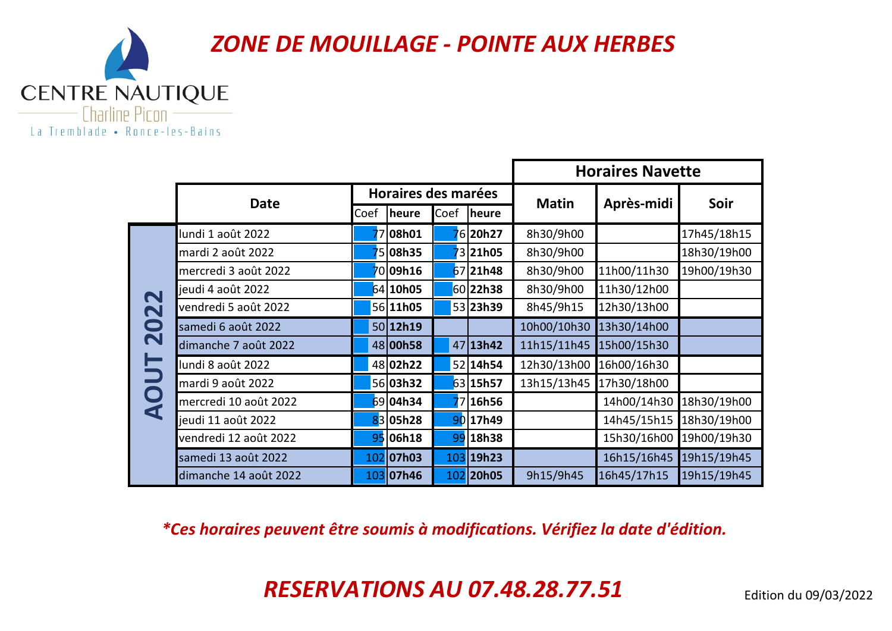CENTRE NAUTIQUE
Charline Picon
La Tremblade • Ronce-les-Bains

# ZONE DE MOUILLAGE - POINTE AUX HERBES

| | Date | Horaires des marées | | | | Horaires Navette | | |
|---|---|---|---|---|---|---|---|---|
| | | Coef | heure | Coef | heure | Matin | Après-midi | Soir |
| AOUT 2022 | lundi 1 août 2022 | 77 | **08h01** | 76 | **20h27** | 8h30/9h00 | | 17h45/18h15 |
| | mardi 2 août 2022 | 75 | **08h35** | 73 | **21h05** | 8h30/9h00 | | 18h30/19h00 |
| | mercredi 3 août 2022 | 70 | **09h16** | 67 | **21h48** | 8h30/9h00 | 11h00/11h30 | 19h00/19h30 |
| | jeudi 4 août 2022 | 64 | **10h05** | 60 | **22h38** | 8h30/9h00 | 11h30/12h00 | |
| | vendredi 5 août 2022 | 56 | **11h05** | 53 | **23h39** | 8h45/9h15 | 12h30/13h00 | |
| | samedi 6 août 2022 | 50 | **12h19** | | | 10h00/10h30 | 13h30/14h00 | |
| | dimanche 7 août 2022 | 48 | **00h58** | 47 | **13h42** | 11h15/11h45 | 15h00/15h30 | |
| | lundi 8 août 2022 | 48 | **02h22** | 52 | **14h54** | 12h30/13h00 | 16h00/16h30 | |
| | mardi 9 août 2022 | 56 | **03h32** | 63 | **15h57** | 13h15/13h45 | 17h30/18h00 | |
| | mercredi 10 août 2022 | 69 | **04h34** | 77 | **16h56** | | 14h00/14h30 | 18h30/19h00 |
| | jeudi 11 août 2022 | 83 | **05h28** | 90 | **17h49** | | 14h45/15h15 | 18h30/19h00 |
| | vendredi 12 août 2022 | 95 | **06h18** | 99 | **18h38** | | 15h30/16h00 | 19h00/19h30 |
| | samedi 13 août 2022 | 102 | **07h03** | 103 | **19h23** | | 16h15/16h45 | 19h15/19h45 |
| | dimanche 14 août 2022 | 103 | **07h46** | 102 | **20h05** | 9h15/9h45 | 16h45/17h15 | 19h15/19h45 |

***Ces horaires peuvent être soumis à modifications. Vérifiez la date d'édition.**

***RESERVATIONS AU 07.48.28.77.51***

Edition du 09/03/2022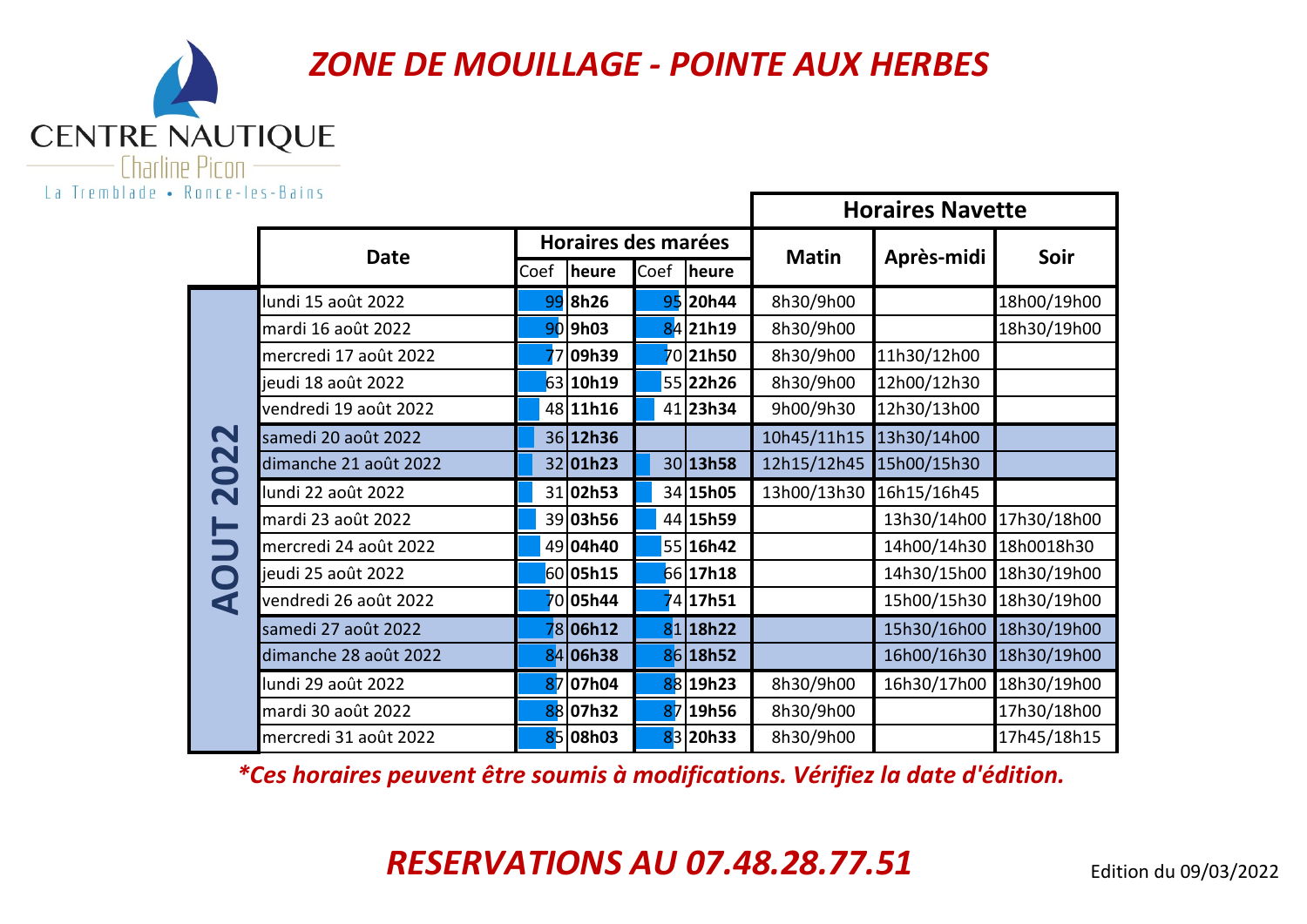CENTRE NAUTIQUE
Charline Picon
La Tremblade • Ronce-les-Bains

# ZONE DE MOUILLAGE - POINTE AUX HERBES

| | Date | Horaires des marées | | | | Horaires Navette | | |
|---|---|---|---|---|---|---|---|---|
| | | Coef | heure | Coef | heure | Matin | Après-midi | Soir |
| AOUT 2022 | lundi 15 août 2022 | 99 | **8h26** | 95 | **20h44** | 8h30/9h00 | | 18h00/19h00 |
| | mardi 16 août 2022 | 90 | **9h03** | 84 | **21h19** | 8h30/9h00 | | 18h30/19h00 |
| | mercredi 17 août 2022 | 77 | **09h39** | 70 | **21h50** | 8h30/9h00 | 11h30/12h00 | |
| | jeudi 18 août 2022 | 63 | **10h19** | 55 | **22h26** | 8h30/9h00 | 12h00/12h30 | |
| | vendredi 19 août 2022 | 48 | **11h16** | 41 | **23h34** | 9h00/9h30 | 12h30/13h00 | |
| | samedi 20 août 2022 | 36 | **12h36** | | | 10h45/11h15 | 13h30/14h00 | |
| | dimanche 21 août 2022 | 32 | **01h23** | 30 | **13h58** | 12h15/12h45 | 15h00/15h30 | |
| | lundi 22 août 2022 | 31 | **02h53** | 34 | **15h05** | 13h00/13h30 | 16h15/16h45 | |
| | mardi 23 août 2022 | 39 | **03h56** | 44 | **15h59** | | 13h30/14h00 | 17h30/18h00 |
| | mercredi 24 août 2022 | 49 | **04h40** | 55 | **16h42** | | 14h00/14h30 | 18h0018h30 |
| | jeudi 25 août 2022 | 60 | **05h15** | 66 | **17h18** | | 14h30/15h00 | 18h30/19h00 |
| | vendredi 26 août 2022 | 70 | **05h44** | 74 | **17h51** | | 15h00/15h30 | 18h30/19h00 |
| | samedi 27 août 2022 | 78 | **06h12** | 81 | **18h22** | | 15h30/16h00 | 18h30/19h00 |
| | dimanche 28 août 2022 | 84 | **06h38** | 86 | **18h52** | | 16h00/16h30 | 18h30/19h00 |
| | lundi 29 août 2022 | 87 | **07h04** | 88 | **19h23** | 8h30/9h00 | 16h30/17h00 | 18h30/19h00 |
| | mardi 30 août 2022 | 88 | **07h32** | 87 | **19h56** | 8h30/9h00 | | 17h30/18h00 |
| | mercredi 31 août 2022 | 85 | **08h03** | 83 | **20h33** | 8h30/9h00 | | 17h45/18h15 |

***Ces horaires peuvent être soumis à modifications. Vérifiez la date d'édition.***

## *RESERVATIONS AU 07.48.28.77.51*

Edition du 09/03/2022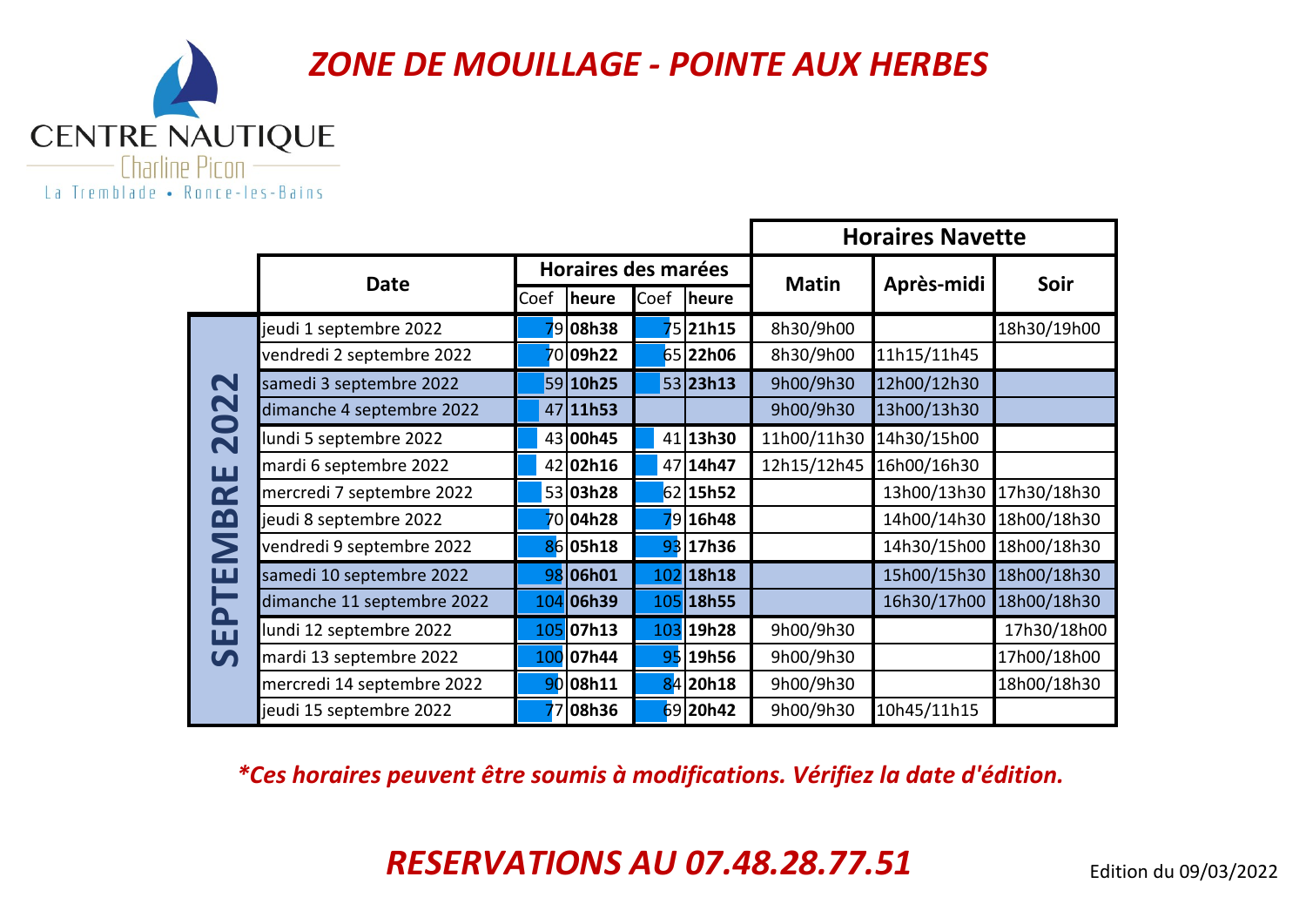# ZONE DE MOUILLAGE - POINTE AUX HERBES

CENTRE NAUTIQUE
Charline Picon
La Tremblade • Ronce-les-Bains

| | Date | Horaires des marées | | | | Horaires Navette | | |
|---|---|---|---|---|---|---|---|---|
| | | Coef | heure | Coef | heure | Matin | Après-midi | Soir |
| SEPTEMBRE 2022 | jeudi 1 septembre 2022 | 79 | **08h38** | 75 | **21h15** | 8h30/9h00 | | 18h30/19h00 |
| | vendredi 2 septembre 2022 | 70 | **09h22** | 65 | **22h06** | 8h30/9h00 | 11h15/11h45 | |
| | samedi 3 septembre 2022 | 59 | **10h25** | 53 | **23h13** | 9h00/9h30 | 12h00/12h30 | |
| | dimanche 4 septembre 2022 | 47 | **11h53** | | | 9h00/9h30 | 13h00/13h30 | |
| | lundi 5 septembre 2022 | 43 | **00h45** | 41 | **13h30** | 11h00/11h30 | 14h30/15h00 | |
| | mardi 6 septembre 2022 | 42 | **02h16** | 47 | **14h47** | 12h15/12h45 | 16h00/16h30 | |
| | mercredi 7 septembre 2022 | 53 | **03h28** | 62 | **15h52** | | 13h00/13h30 | 17h30/18h30 |
| | jeudi 8 septembre 2022 | 70 | **04h28** | 79 | **16h48** | | 14h00/14h30 | 18h00/18h30 |
| | vendredi 9 septembre 2022 | 86 | **05h18** | 93 | **17h36** | | 14h30/15h00 | 18h00/18h30 |
| | samedi 10 septembre 2022 | 98 | **06h01** | 102 | **18h18** | | 15h00/15h30 | 18h00/18h30 |
| | dimanche 11 septembre 2022 | 104 | **06h39** | 105 | **18h55** | | 16h30/17h00 | 18h00/18h30 |
| | lundi 12 septembre 2022 | 105 | **07h13** | 103 | **19h28** | 9h00/9h30 | | 17h30/18h00 |
| | mardi 13 septembre 2022 | 100 | **07h44** | 95 | **19h56** | 9h00/9h30 | | 17h00/18h00 |
| | mercredi 14 septembre 2022 | 90 | **08h11** | 84 | **20h18** | 9h00/9h30 | | 18h00/18h30 |
| | jeudi 15 septembre 2022 | 77 | **08h36** | 69 | **20h42** | 9h00/9h30 | 10h45/11h15 | |

***Ces horaires peuvent être soumis à modifications. Vérifiez la date d'édition.***

## *RESERVATIONS AU 07.48.28.77.51*

Edition du 09/03/2022